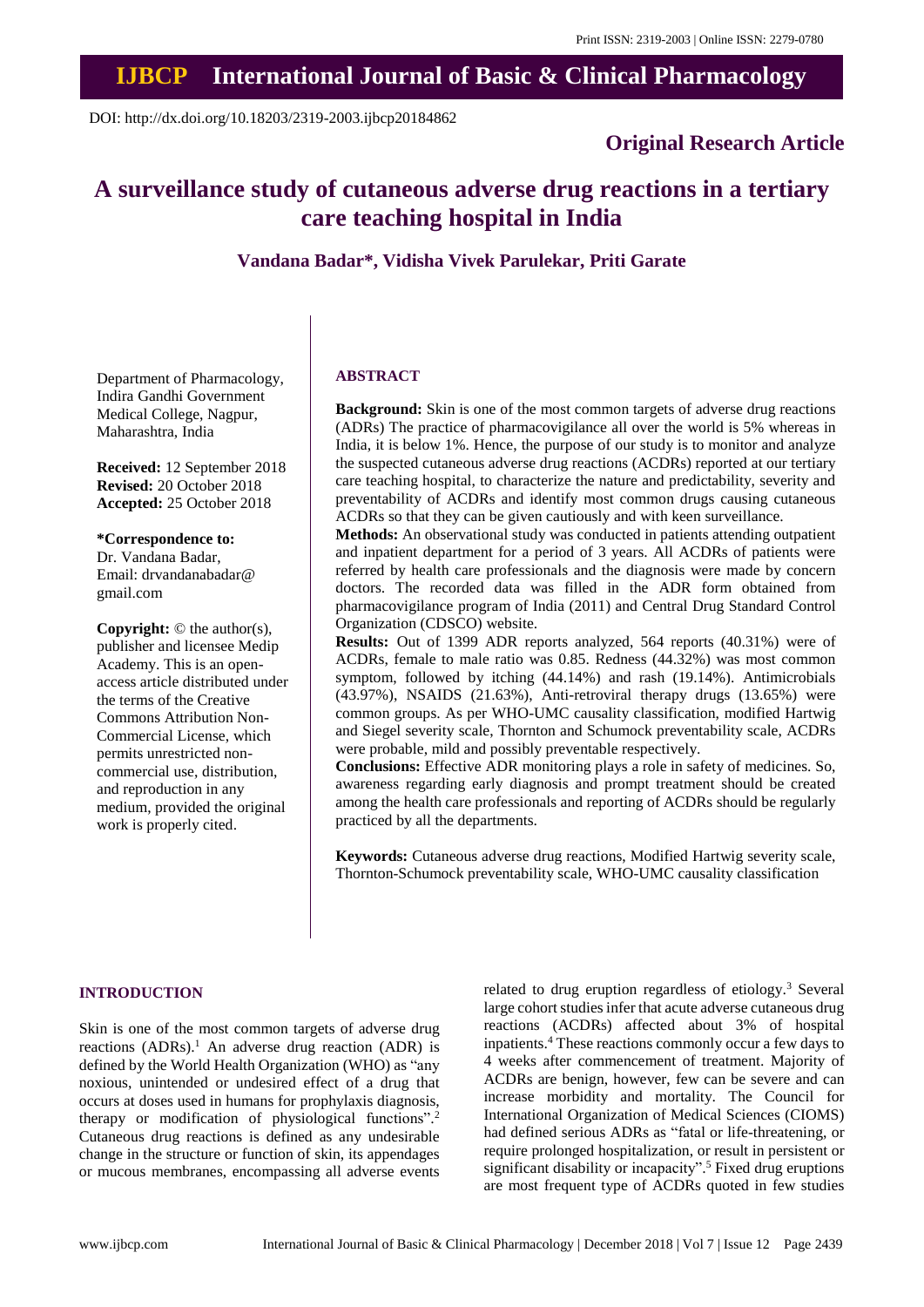Print ISSN: 2319-2003 | Online ISSN: 2279-0780

# IJBCP International Journal of Basic & Clinical Pharmacology

DOI: http://dx.doi.org/10.18203/2319-2003.ijbcp20184862

**Original Research Article**

# A surveillance study of cutaneous adverse drug reactions in a tertiary care teaching hospital in India

**Vandana Badar\*, Vidisha Vivek Parulekar, Priti Garate**

Department of Pharmacology, Indira Gandhi Government Medical College, Nagpur, Maharashtra, India

**Received:** 12 September 2018
**Revised:** 20 October 2018
**Accepted:** 25 October 2018

**\*Correspondence to:**
Dr. Vandana Badar,
Email: drvandanabadar@gmail.com

**Copyright:** © the author(s), publisher and licensee Medip Academy. This is an open-access article distributed under the terms of the Creative Commons Attribution Non-Commercial License, which permits unrestricted non-commercial use, distribution, and reproduction in any medium, provided the original work is properly cited.

## ABSTRACT

**Background:** Skin is one of the most common targets of adverse drug reactions (ADRs) The practice of pharmacovigilance all over the world is 5% whereas in India, it is below 1%. Hence, the purpose of our study is to monitor and analyze the suspected cutaneous adverse drug reactions (ACDRs) reported at our tertiary care teaching hospital, to characterize the nature and predictability, severity and preventability of ACDRs and identify most common drugs causing cutaneous ACDRs so that they can be given cautiously and with keen surveillance.

**Methods:** An observational study was conducted in patients attending outpatient and inpatient department for a period of 3 years. All ACDRs of patients were referred by health care professionals and the diagnosis were made by concern doctors. The recorded data was filled in the ADR form obtained from pharmacovigilance program of India (2011) and Central Drug Standard Control Organization (CDSCO) website.

**Results:** Out of 1399 ADR reports analyzed, 564 reports (40.31%) were of ACDRs, female to male ratio was 0.85. Redness (44.32%) was most common symptom, followed by itching (44.14%) and rash (19.14%). Antimicrobials (43.97%), NSAIDS (21.63%), Anti-retroviral therapy drugs (13.65%) were common groups. As per WHO-UMC causality classification, modified Hartwig and Siegel severity scale, Thornton and Schumock preventability scale, ACDRs were probable, mild and possibly preventable respectively.

**Conclusions:** Effective ADR monitoring plays a role in safety of medicines. So, awareness regarding early diagnosis and prompt treatment should be created among the health care professionals and reporting of ACDRs should be regularly practiced by all the departments.

**Keywords:** Cutaneous adverse drug reactions, Modified Hartwig severity scale, Thornton-Schumock preventability scale, WHO-UMC causality classification

## INTRODUCTION

Skin is one of the most common targets of adverse drug reactions (ADRs).[1] An adverse drug reaction (ADR) is defined by the World Health Organization (WHO) as "any noxious, unintended or undesired effect of a drug that occurs at doses used in humans for prophylaxis diagnosis, therapy or modification of physiological functions".[2] Cutaneous drug reactions is defined as any undesirable change in the structure or function of skin, its appendages or mucous membranes, encompassing all adverse events related to drug eruption regardless of etiology.[3] Several large cohort studies infer that acute adverse cutaneous drug reactions (ACDRs) affected about 3% of hospital inpatients.[4] These reactions commonly occur a few days to 4 weeks after commencement of treatment. Majority of ACDRs are benign, however, few can be severe and can increase morbidity and mortality. The Council for International Organization of Medical Sciences (CIOMS) had defined serious ADRs as "fatal or life-threatening, or require prolonged hospitalization, or result in persistent or significant disability or incapacity".[5] Fixed drug eruptions are most frequent type of ACDRs quoted in few studies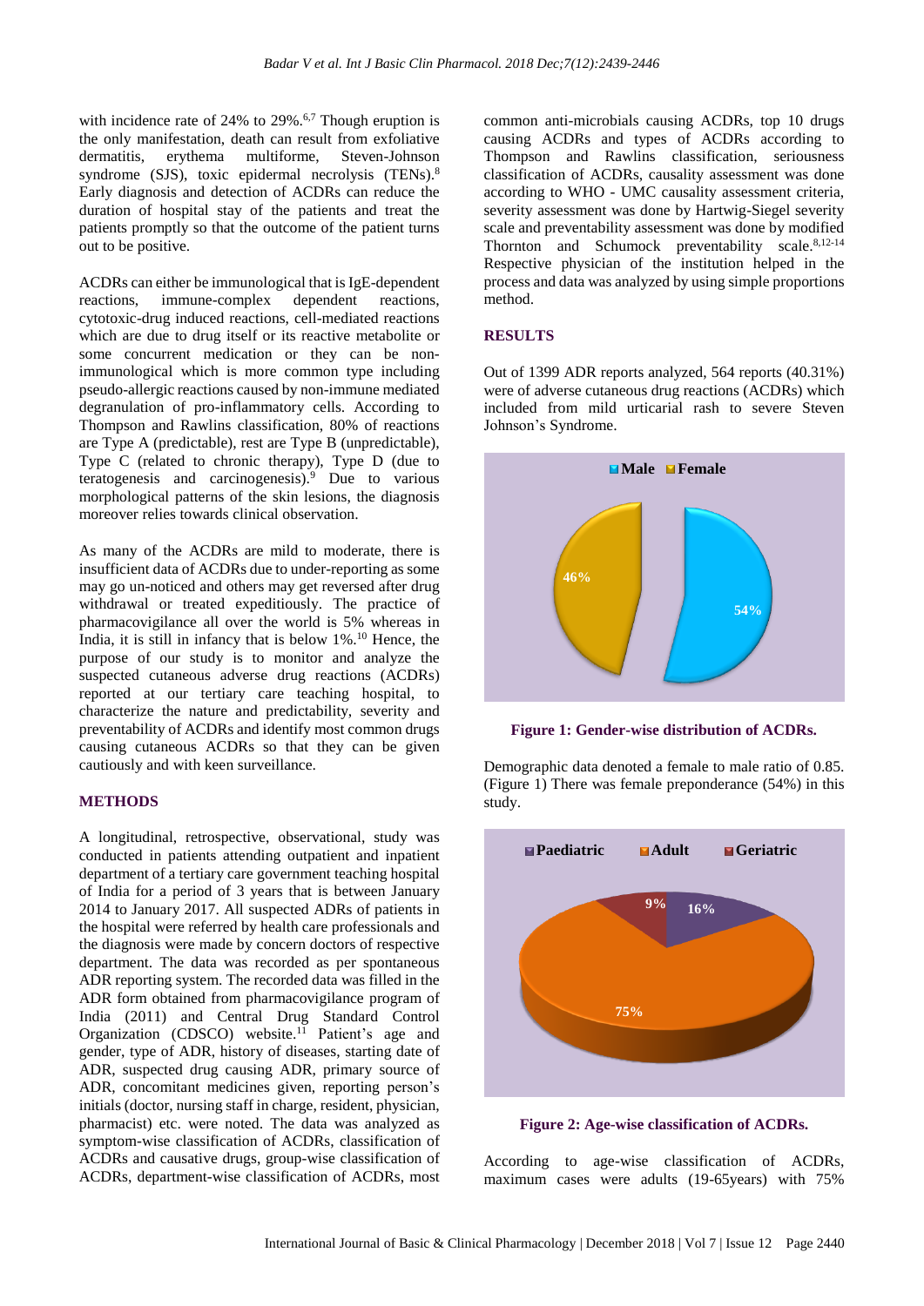with incidence rate of 24% to 29%.[6,7] Though eruption is the only manifestation, death can result from exfoliative dermatitis, erythema multiforme, Steven-Johnson syndrome (SJS), toxic epidermal necrolysis (TENs).[8] Early diagnosis and detection of ACDRs can reduce the duration of hospital stay of the patients and treat the patients promptly so that the outcome of the patient turns out to be positive.

ACDRs can either be immunological that is IgE-dependent reactions, immune-complex dependent reactions, cytotoxic-drug induced reactions, cell-mediated reactions which are due to drug itself or its reactive metabolite or some concurrent medication or they can be non-immunological which is more common type including pseudo-allergic reactions caused by non-immune mediated degranulation of pro-inflammatory cells. According to Thompson and Rawlins classification, 80% of reactions are Type A (predictable), rest are Type B (unpredictable), Type C (related to chronic therapy), Type D (due to teratogenesis and carcinogenesis).[9] Due to various morphological patterns of the skin lesions, the diagnosis moreover relies towards clinical observation.

As many of the ACDRs are mild to moderate, there is insufficient data of ACDRs due to under-reporting as some may go un-noticed and others may get reversed after drug withdrawal or treated expeditiously. The practice of pharmacovigilance all over the world is 5% whereas in India, it is still in infancy that is below 1%.[10] Hence, the purpose of our study is to monitor and analyze the suspected cutaneous adverse drug reactions (ACDRs) reported at our tertiary care teaching hospital, to characterize the nature and predictability, severity and preventability of ACDRs and identify most common drugs causing cutaneous ACDRs so that they can be given cautiously and with keen surveillance.

## METHODS

A longitudinal, retrospective, observational, study was conducted in patients attending outpatient and inpatient department of a tertiary care government teaching hospital of India for a period of 3 years that is between January 2014 to January 2017. All suspected ADRs of patients in the hospital were referred by health care professionals and the diagnosis were made by concern doctors of respective department. The data was recorded as per spontaneous ADR reporting system. The recorded data was filled in the ADR form obtained from pharmacovigilance program of India (2011) and Central Drug Standard Control Organization (CDSCO) website.[11] Patient's age and gender, type of ADR, history of diseases, starting date of ADR, suspected drug causing ADR, primary source of ADR, concomitant medicines given, reporting person's initials (doctor, nursing staff in charge, resident, physician, pharmacist) etc. were noted. The data was analyzed as symptom-wise classification of ACDRs, classification of ACDRs and causative drugs, group-wise classification of ACDRs, department-wise classification of ACDRs, most common anti-microbials causing ACDRs, top 10 drugs causing ACDRs and types of ACDRs according to Thompson and Rawlins classification, seriousness classification of ACDRs, causality assessment was done according to WHO - UMC causality assessment criteria, severity assessment was done by Hartwig-Siegel severity scale and preventability assessment was done by modified Thornton and Schumock preventability scale.[8,12-14] Respective physician of the institution helped in the process and data was analyzed by using simple proportions method.

## RESULTS

Out of 1399 ADR reports analyzed, 564 reports (40.31%) were of adverse cutaneous drug reactions (ACDRs) which included from mild urticarial rash to severe Steven Johnson's Syndrome.

Male
Female
46%
54%

**Figure 1: Gender-wise distribution of ACDRs.**

Demographic data denoted a female to male ratio of 0.85. (Figure 1) There was female preponderance (54%) in this study.

Paediatric
Adult
Geriatric
9%
16%
75%

**Figure 2: Age-wise classification of ACDRs.**

According to age-wise classification of ACDRs, maximum cases were adults (19-65years) with 75%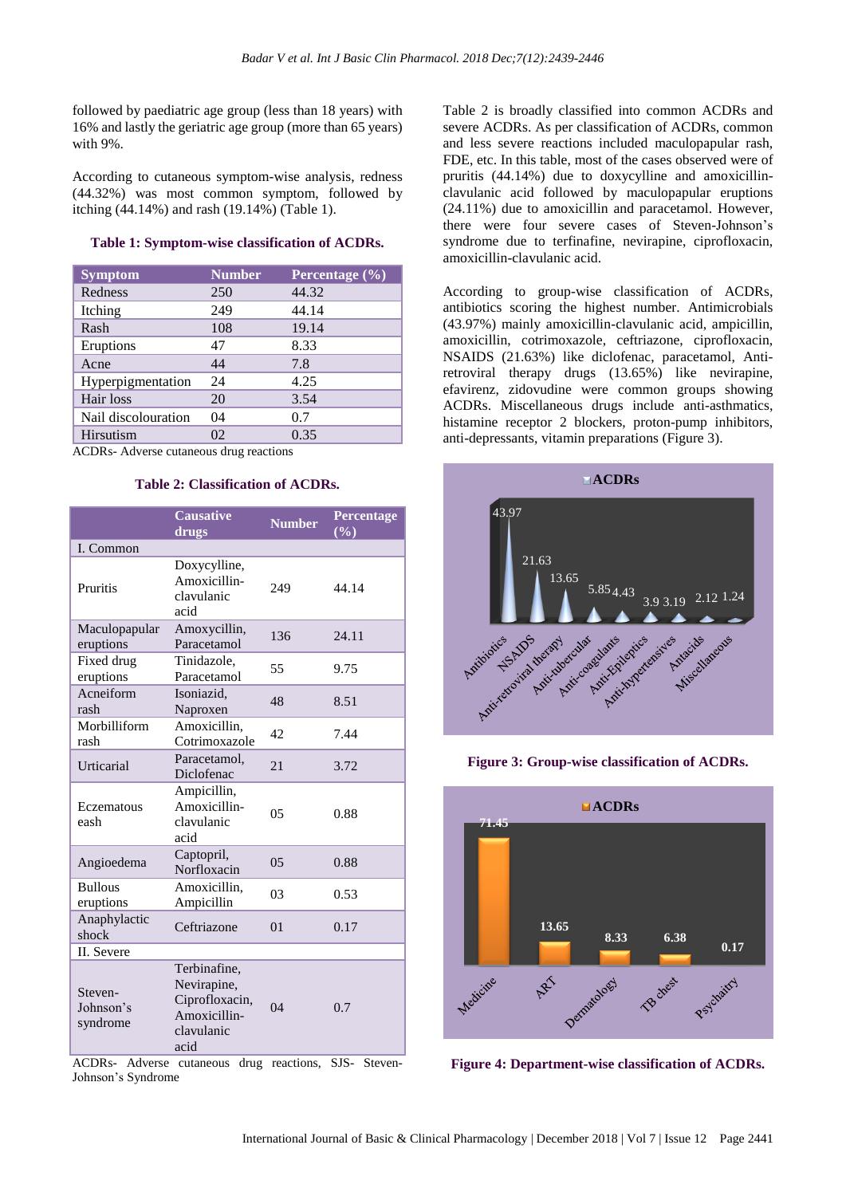followed by paediatric age group (less than 18 years) with 16% and lastly the geriatric age group (more than 65 years) with 9%.

According to cutaneous symptom-wise analysis, redness (44.32%) was most common symptom, followed by itching (44.14%) and rash (19.14%) (Table 1).

**Table 1: Symptom-wise classification of ACDRs.**

| Symptom | Number | Percentage (%) |
|---|---|---|
| Redness | 250 | 44.32 |
| Itching | 249 | 44.14 |
| Rash | 108 | 19.14 |
| Eruptions | 47 | 8.33 |
| Acne | 44 | 7.8 |
| Hyperpigmentation | 24 | 4.25 |
| Hair loss | 20 | 3.54 |
| Nail discolouration | 04 | 0.7 |
| Hirsutism | 02 | 0.35 |

ACDRs- Adverse cutaneous drug reactions

**Table 2: Classification of ACDRs.**

| | Causative drugs | Number | Percentage (%) |
|---|---|---|---|
| I. Common | | | |
| Pruritis | Doxycylline, Amoxicillin-clavulanic acid | 249 | 44.14 |
| Maculopapular eruptions | Amoxycillin, Paracetamol | 136 | 24.11 |
| Fixed drug eruptions | Tinidazole, Paracetamol | 55 | 9.75 |
| Acneiform rash | Isoniazid, Naproxen | 48 | 8.51 |
| Morbilliform rash | Amoxicillin, Cotrimoxazole | 42 | 7.44 |
| Urticarial | Paracetamol, Diclofenac | 21 | 3.72 |
| Eczematous eash | Ampicillin, Amoxicillin-clavulanic acid | 05 | 0.88 |
| Angioedema | Captopril, Norfloxacin | 05 | 0.88 |
| Bullous eruptions | Amoxicillin, Ampicillin | 03 | 0.53 |
| Anaphylactic shock | Ceftriazone | 01 | 0.17 |
| II. Severe | | | |
| Steven-Johnson's syndrome | Terbinafine, Nevirapine, Ciprofloxacin, Amoxicillin-clavulanic acid | 04 | 0.7 |

ACDRs- Adverse cutaneous drug reactions, SJS- Steven-Johnson's Syndrome

Table 2 is broadly classified into common ACDRs and severe ACDRs. As per classification of ACDRs, common and less severe reactions included maculopapular rash, FDE, etc. In this table, most of the cases observed were of pruritis (44.14%) due to doxycylline and amoxicillin-clavulanic acid followed by maculopapular eruptions (24.11%) due to amoxicillin and paracetamol. However, there were four severe cases of Steven-Johnson's syndrome due to terfinafine, nevirapine, ciprofloxacin, amoxicillin-clavulanic acid.

According to group-wise classification of ACDRs, antibiotics scoring the highest number. Antimicrobials (43.97%) mainly amoxicillin-clavulanic acid, ampicillin, amoxicillin, cotrimoxazole, ceftriazone, ciprofloxacin, NSAIDS (21.63%) like diclofenac, paracetamol, Anti-retroviral therapy drugs (13.65%) like nevirapine, efavirenz, zidovudine were common groups showing ACDRs. Miscellaneous drugs include anti-asthmatics, histamine receptor 2 blockers, proton-pump inhibitors, anti-depressants, vitamin preparations (Figure 3).

ACDRs

43.97
21.63
13.65
5.85
4.43
3.9
3.19
2.12
1.24

Antibiotics
NSAIDS
Anti-retroviral therapy
Anti-tubercular
Anti-coagulants
Anti-Epileptics
Anti-hypertensives
Antacids
Miscellaneous

**Figure 3: Group-wise classification of ACDRs.**

ACDRs

71.45
13.65
8.33
6.38
0.17

Medicine
ART
Dermatology
TB chest
Psychaitry

**Figure 4: Department-wise classification of ACDRs.**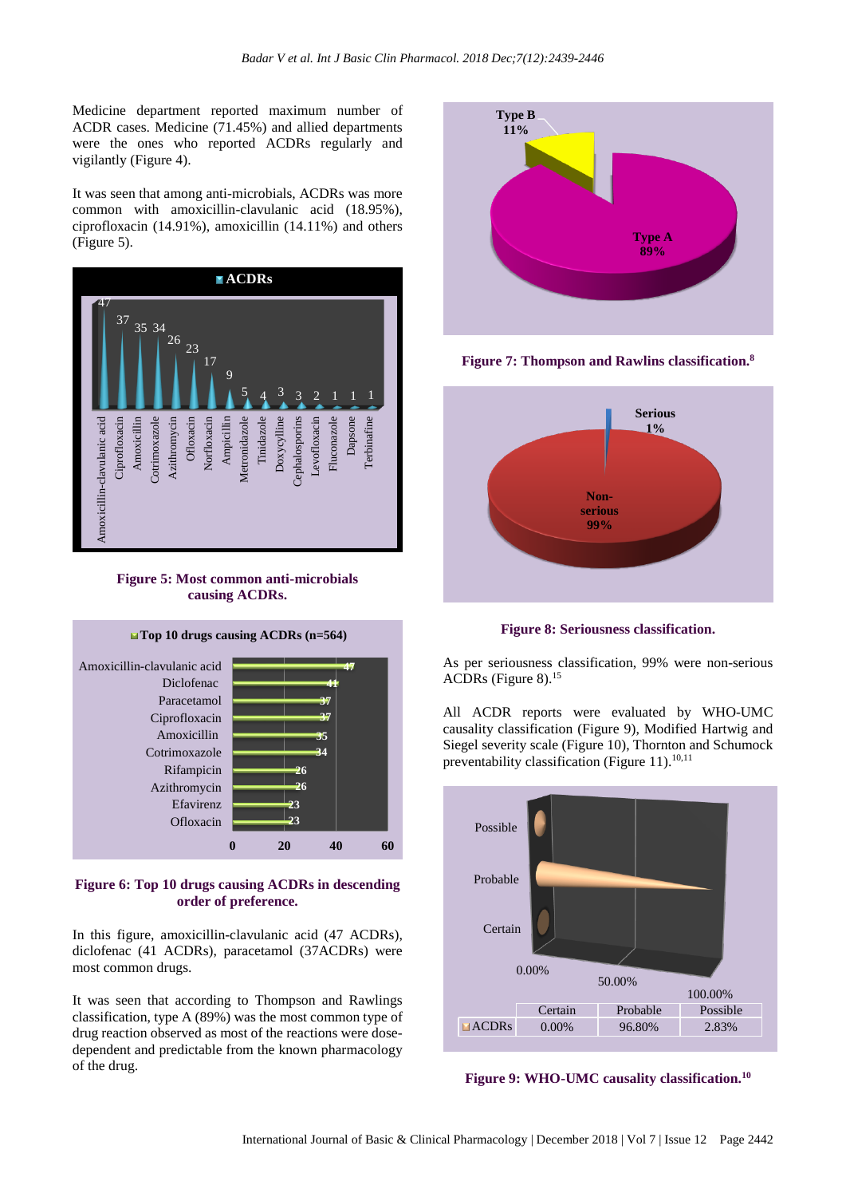Medicine department reported maximum number of ACDR cases. Medicine (71.45%) and allied departments were the ones who reported ACDRs regularly and vigilantly (Figure 4).

It was seen that among anti-microbials, ACDRs was more common with amoxicillin-clavulanic acid (18.95%), ciprofloxacin (14.91%), amoxicillin (14.11%) and others (Figure 5).

ACDRs

47
37
35
34
26
23
17
9
5
4
3
3
2
1
1
1

Amoxicillin-clavulanic acid
Ciprofloxacin
Amoxicillin
Cotrimoxazole
Azithromycin
Ofloxacin
Norfloxacin
Ampicillin
Metronidazole
Tinidazole
Doxycylline
Cephalosporins
Levofloxacin
Fluconazole
Dapsone
Terbinafine

**Figure 5: Most common anti-microbials causing ACDRs.**

Top 10 drugs causing ACDRs (n=564)

Amoxicillin-clavulanic acid 47
Diclofenac 41
Paracetamol 37
Ciprofloxacin 37
Amoxicillin 35
Cotrimoxazole 34
Rifampicin 26
Azithromycin 26
Efavirenz 23
Ofloxacin 23

0
20
40
60

**Figure 6: Top 10 drugs causing ACDRs in descending order of preference.**

In this figure, amoxicillin-clavulanic acid (47 ACDRs), diclofenac (41 ACDRs), paracetamol (37ACDRs) were most common drugs.

It was seen that according to Thompson and Rawlings classification, type A (89%) was the most common type of drug reaction observed as most of the reactions were dose-dependent and predictable from the known pharmacology of the drug.

Type B 11%

Type A 89%

**Figure 7: Thompson and Rawlins classification.[8]**

Serious 1%

Non-serious 99%

**Figure 8: Seriousness classification.**

As per seriousness classification, 99% were non-serious ACDRs (Figure 8).[15]

All ACDR reports were evaluated by WHO-UMC causality classification (Figure 9), Modified Hartwig and Siegel severity scale (Figure 10), Thornton and Schumock preventability classification (Figure 11).[10,11]

Possible
Probable
Certain

0.00%
50.00%
100.00%

Certain
Probable
Possible

ACDRs
0.00%
96.80%
2.83%

**Figure 9: WHO-UMC causality classification.[10]**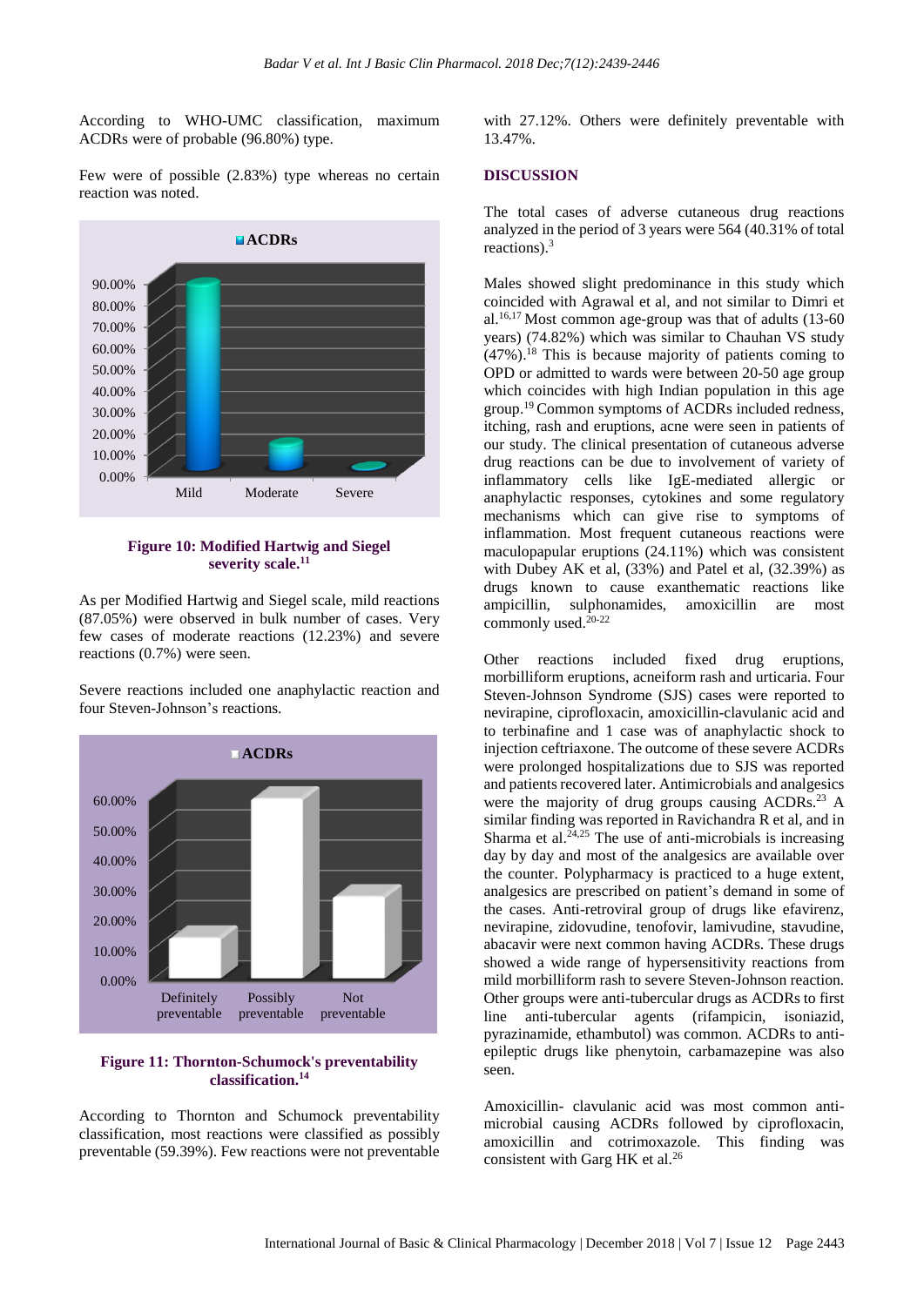According to WHO-UMC classification, maximum ACDRs were of probable (96.80%) type.

Few were of possible (2.83%) type whereas no certain reaction was noted.

ACDRs

90.00%
80.00%
70.00%
60.00%
50.00%
40.00%
30.00%
20.00%
10.00%
0.00%

Mild
Moderate
Severe

**Figure 10: Modified Hartwig and Siegel severity scale.[11]**

As per Modified Hartwig and Siegel scale, mild reactions (87.05%) were observed in bulk number of cases. Very few cases of moderate reactions (12.23%) and severe reactions (0.7%) were seen.

Severe reactions included one anaphylactic reaction and four Steven-Johnson's reactions.

ACDRs

60.00%
50.00%
40.00%
30.00%
20.00%
10.00%
0.00%

Definitely preventable
Possibly preventable
Not preventable

**Figure 11: Thornton-Schumock's preventability classification.[14]**

According to Thornton and Schumock preventability classification, most reactions were classified as possibly preventable (59.39%). Few reactions were not preventable with 27.12%. Others were definitely preventable with 13.47%.

## DISCUSSION

The total cases of adverse cutaneous drug reactions analyzed in the period of 3 years were 564 (40.31% of total reactions).[3]

Males showed slight predominance in this study which coincided with Agrawal et al, and not similar to Dimri et al.[16,17] Most common age-group was that of adults (13-60 years) (74.82%) which was similar to Chauhan VS study (47%).[18] This is because majority of patients coming to OPD or admitted to wards were between 20-50 age group which coincides with high Indian population in this age group.[19] Common symptoms of ACDRs included redness, itching, rash and eruptions, acne were seen in patients of our study. The clinical presentation of cutaneous adverse drug reactions can be due to involvement of variety of inflammatory cells like IgE-mediated allergic or anaphylactic responses, cytokines and some regulatory mechanisms which can give rise to symptoms of inflammation. Most frequent cutaneous reactions were maculopapular eruptions (24.11%) which was consistent with Dubey AK et al, (33%) and Patel et al, (32.39%) as drugs known to cause exanthematic reactions like ampicillin, sulphonamides, amoxicillin are most commonly used.[20-22]

Other reactions included fixed drug eruptions, morbilliform eruptions, acneiform rash and urticaria. Four Steven-Johnson Syndrome (SJS) cases were reported to nevirapine, ciprofloxacin, amoxicillin-clavulanic acid and to terbinafine and 1 case was of anaphylactic shock to injection ceftriaxone. The outcome of these severe ACDRs were prolonged hospitalizations due to SJS was reported and patients recovered later. Antimicrobials and analgesics were the majority of drug groups causing ACDRs.[23] A similar finding was reported in Ravichandra R et al, and in Sharma et al.[24,25] The use of anti-microbials is increasing day by day and most of the analgesics are available over the counter. Polypharmacy is practiced to a huge extent, analgesics are prescribed on patient's demand in some of the cases. Anti-retroviral group of drugs like efavirenz, nevirapine, zidovudine, tenofovir, lamivudine, stavudine, abacavir were next common having ACDRs. These drugs showed a wide range of hypersensitivity reactions from mild morbilliform rash to severe Steven-Johnson reaction. Other groups were anti-tubercular drugs as ACDRs to first line anti-tubercular agents (rifampicin, isoniazid, pyrazinamide, ethambutol) was common. ACDRs to anti-epileptic drugs like phenytoin, carbamazepine was also seen.

Amoxicillin- clavulanic acid was most common anti-microbial causing ACDRs followed by ciprofloxacin, amoxicillin and cotrimoxazole. This finding was consistent with Garg HK et al.[26]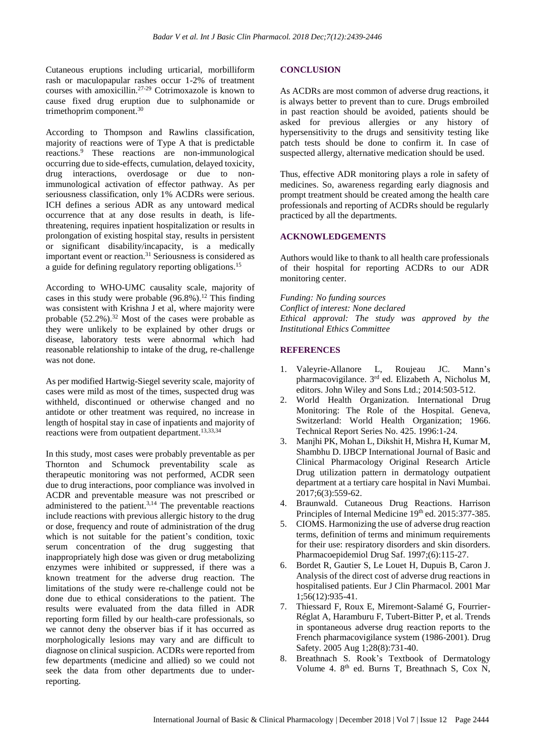Cutaneous eruptions including urticarial, morbilliform rash or maculopapular rashes occur 1-2% of treatment courses with amoxicillin.[27-29] Cotrimoxazole is known to cause fixed drug eruption due to sulphonamide or trimethoprim component.[30]

According to Thompson and Rawlins classification, majority of reactions were of Type A that is predictable reactions.[9] These reactions are non-immunological occurring due to side-effects, cumulation, delayed toxicity, drug interactions, overdosage or due to non-immunological activation of effector pathway. As per seriousness classification, only 1% ACDRs were serious. ICH defines a serious ADR as any untoward medical occurrence that at any dose results in death, is life-threatening, requires inpatient hospitalization or results in prolongation of existing hospital stay, results in persistent or significant disability/incapacity, is a medically important event or reaction.[31] Seriousness is considered as a guide for defining regulatory reporting obligations.[15]

According to WHO-UMC causality scale, majority of cases in this study were probable (96.8%).[12] This finding was consistent with Krishna J et al, where majority were probable (52.2%).[32] Most of the cases were probable as they were unlikely to be explained by other drugs or disease, laboratory tests were abnormal which had reasonable relationship to intake of the drug, re-challenge was not done.

As per modified Hartwig-Siegel severity scale, majority of cases were mild as most of the times, suspected drug was withheld, discontinued or otherwise changed and no antidote or other treatment was required, no increase in length of hospital stay in case of inpatients and majority of reactions were from outpatient department.[13,33,34]

In this study, most cases were probably preventable as per Thornton and Schumock preventability scale as therapeutic monitoring was not performed, ACDR seen due to drug interactions, poor compliance was involved in ACDR and preventable measure was not prescribed or administered to the patient.[3,14] The preventable reactions include reactions with previous allergic history to the drug or dose, frequency and route of administration of the drug which is not suitable for the patient's condition, toxic serum concentration of the drug suggesting that inappropriately high dose was given or drug metabolizing enzymes were inhibited or suppressed, if there was a known treatment for the adverse drug reaction. The limitations of the study were re-challenge could not be done due to ethical considerations to the patient. The results were evaluated from the data filled in ADR reporting form filled by our health-care professionals, so we cannot deny the observer bias if it has occurred as morphologically lesions may vary and are difficult to diagnose on clinical suspicion. ACDRs were reported from few departments (medicine and allied) so we could not seek the data from other departments due to under-reporting.

## CONCLUSION

As ACDRs are most common of adverse drug reactions, it is always better to prevent than to cure. Drugs embroiled in past reaction should be avoided, patients should be asked for previous allergies or any history of hypersensitivity to the drugs and sensitivity testing like patch tests should be done to confirm it. In case of suspected allergy, alternative medication should be used.

Thus, effective ADR monitoring plays a role in safety of medicines. So, awareness regarding early diagnosis and prompt treatment should be created among the health care professionals and reporting of ACDRs should be regularly practiced by all the departments.

## ACKNOWLEDGEMENTS

Authors would like to thank to all health care professionals of their hospital for reporting ACDRs to our ADR monitoring center.

*Funding: No funding sources*
*Conflict of interest: None declared*
*Ethical approval: The study was approved by the Institutional Ethics Committee*

## REFERENCES

1. Valeyrie-Allanore L, Roujeau JC. Mann's pharmacovigilance. 3rd ed. Elizabeth A, Nicholus M, editors. John Wiley and Sons Ltd.; 2014:503-512.
2. World Health Organization. International Drug Monitoring: The Role of the Hospital. Geneva, Switzerland: World Health Organization; 1966. Technical Report Series No. 425. 1996:1-24.
3. Manjhi PK, Mohan L, Dikshit H, Mishra H, Kumar M, Shambhu D. IJBCP International Journal of Basic and Clinical Pharmacology Original Research Article Drug utilization pattern in dermatology outpatient department at a tertiary care hospital in Navi Mumbai. 2017;6(3):559-62.
4. Braunwald. Cutaneous Drug Reactions. Harrison Principles of Internal Medicine 19th ed. 2015:377-385.
5. CIOMS. Harmonizing the use of adverse drug reaction terms, definition of terms and minimum requirements for their use: respiratory disorders and skin disorders. Pharmacoepidemiol Drug Saf. 1997;(6):115-27.
6. Bordet R, Gautier S, Le Louet H, Dupuis B, Caron J. Analysis of the direct cost of adverse drug reactions in hospitalised patients. Eur J Clin Pharmacol. 2001 Mar 1;56(12):935-41.
7. Thiessard F, Roux E, Miremont-Salamé G, Fourrier-Réglat A, Haramburu F, Tubert-Bitter P, et al. Trends in spontaneous adverse drug reaction reports to the French pharmacovigilance system (1986-2001). Drug Safety. 2005 Aug 1;28(8):731-40.
8. Breathnach S. Rook's Textbook of Dermatology Volume 4. 8th ed. Burns T, Breathnach S, Cox N,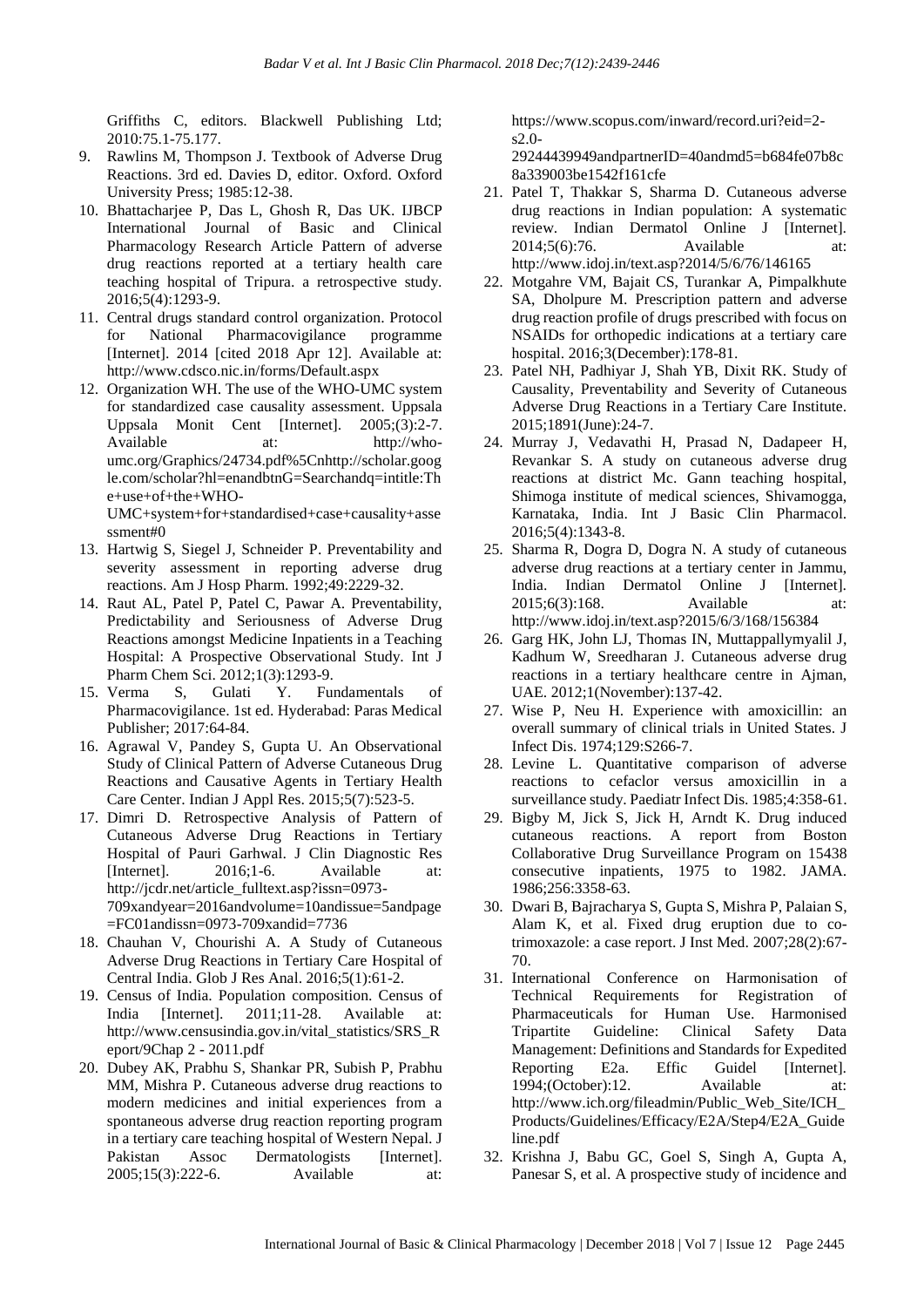Griffiths C, editors. Blackwell Publishing Ltd; 2010:75.1-75.177.

9. Rawlins M, Thompson J. Textbook of Adverse Drug Reactions. 3rd ed. Davies D, editor. Oxford. Oxford University Press; 1985:12-38.
10. Bhattacharjee P, Das L, Ghosh R, Das UK. IJBCP International Journal of Basic and Clinical Pharmacology Research Article Pattern of adverse drug reactions reported at a tertiary health care teaching hospital of Tripura. a retrospective study. 2016;5(4):1293-9.
11. Central drugs standard control organization. Protocol for National Pharmacovigilance programme [Internet]. 2014 [cited 2018 Apr 12]. Available at: http://www.cdsco.nic.in/forms/Default.aspx
12. Organization WH. The use of the WHO-UMC system for standardized case causality assessment. Uppsala Uppsala Monit Cent [Internet]. 2005;(3):2-7. Available at: http://who-umc.org/Graphics/24734.pdf%5Cnhttp://scholar.google.com/scholar?hl=enandbtnG=Searchandq=intitle:The+use+of+the+WHO-UMC+system+for+standardised+case+causality+assessment#0
13. Hartwig S, Siegel J, Schneider P. Preventability and severity assessment in reporting adverse drug reactions. Am J Hosp Pharm. 1992;49:2229-32.
14. Raut AL, Patel P, Patel C, Pawar A. Preventability, Predictability and Seriousness of Adverse Drug Reactions amongst Medicine Inpatients in a Teaching Hospital: A Prospective Observational Study. Int J Pharm Chem Sci. 2012;1(3):1293-9.
15. Verma S, Gulati Y. Fundamentals of Pharmacovigilance. 1st ed. Hyderabad: Paras Medical Publisher; 2017:64-84.
16. Agrawal V, Pandey S, Gupta U. An Observational Study of Clinical Pattern of Adverse Cutaneous Drug Reactions and Causative Agents in Tertiary Health Care Center. Indian J Appl Res. 2015;5(7):523-5.
17. Dimri D. Retrospective Analysis of Pattern of Cutaneous Adverse Drug Reactions in Tertiary Hospital of Pauri Garhwal. J Clin Diagnostic Res [Internet]. 2016;1-6. Available at: http://jcdr.net/article_fulltext.asp?issn=0973-709xandyear=2016andvolume=10andissue=5andpage=FC01andissn=0973-709xandid=7736
18. Chauhan V, Chourishi A. A Study of Cutaneous Adverse Drug Reactions in Tertiary Care Hospital of Central India. Glob J Res Anal. 2016;5(1):61-2.
19. Census of India. Population composition. Census of India [Internet]. 2011;11-28. Available at: http://www.censusindia.gov.in/vital_statistics/SRS_Report/9Chap 2 - 2011.pdf
20. Dubey AK, Prabhu S, Shankar PR, Subish P, Prabhu MM, Mishra P. Cutaneous adverse drug reactions to modern medicines and initial experiences from a spontaneous adverse drug reaction reporting program in a tertiary care teaching hospital of Western Nepal. J Pakistan Assoc Dermatologists [Internet]. 2005;15(3):222-6. Available at: https://www.scopus.com/inward/record.uri?eid=2-s2.0-29244439949andpartnerID=40andmd5=b684fe07b8c8a339003be1542f161cfe
21. Patel T, Thakkar S, Sharma D. Cutaneous adverse drug reactions in Indian population: A systematic review. Indian Dermatol Online J [Internet]. 2014;5(6):76. Available at: http://www.idoj.in/text.asp?2014/5/6/76/146165
22. Motgahre VM, Bajait CS, Turankar A, Pimpalkhute SA, Dholpure M. Prescription pattern and adverse drug reaction profile of drugs prescribed with focus on NSAIDs for orthopedic indications at a tertiary care hospital. 2016;3(December):178-81.
23. Patel NH, Padhiyar J, Shah YB, Dixit RK. Study of Causality, Preventability and Severity of Cutaneous Adverse Drug Reactions in a Tertiary Care Institute. 2015;1891(June):24-7.
24. Murray J, Vedavathi H, Prasad N, Dadapeer H, Revankar S. A study on cutaneous adverse drug reactions at district Mc. Gann teaching hospital, Shimoga institute of medical sciences, Shivamogga, Karnataka, India. Int J Basic Clin Pharmacol. 2016;5(4):1343-8.
25. Sharma R, Dogra D, Dogra N. A study of cutaneous adverse drug reactions at a tertiary center in Jammu, India. Indian Dermatol Online J [Internet]. 2015;6(3):168. Available at: http://www.idoj.in/text.asp?2015/6/3/168/156384
26. Garg HK, John LJ, Thomas IN, Muttappallymyalil J, Kadhum W, Sreedharan J. Cutaneous adverse drug reactions in a tertiary healthcare centre in Ajman, UAE. 2012;1(November):137-42.
27. Wise P, Neu H. Experience with amoxicillin: an overall summary of clinical trials in United States. J Infect Dis. 1974;129:S266-7.
28. Levine L. Quantitative comparison of adverse reactions to cefaclor versus amoxicillin in a surveillance study. Paediatr Infect Dis. 1985;4:358-61.
29. Bigby M, Jick S, Jick H, Arndt K. Drug induced cutaneous reactions. A report from Boston Collaborative Drug Surveillance Program on 15438 consecutive inpatients, 1975 to 1982. JAMA. 1986;256:3358-63.
30. Dwari B, Bajracharya S, Gupta S, Mishra P, Palaian S, Alam K, et al. Fixed drug eruption due to co-trimoxazole: a case report. J Inst Med. 2007;28(2):67-70.
31. International Conference on Harmonisation of Technical Requirements for Registration of Pharmaceuticals for Human Use. Harmonised Tripartite Guideline: Clinical Safety Data Management: Definitions and Standards for Expedited Reporting E2a. Effic Guidel [Internet]. 1994;(October):12. Available at: http://www.ich.org/fileadmin/Public_Web_Site/ICH_Products/Guidelines/Efficacy/E2A/Step4/E2A_Guideline.pdf
32. Krishna J, Babu GC, Goel S, Singh A, Gupta A, Panesar S, et al. A prospective study of incidence and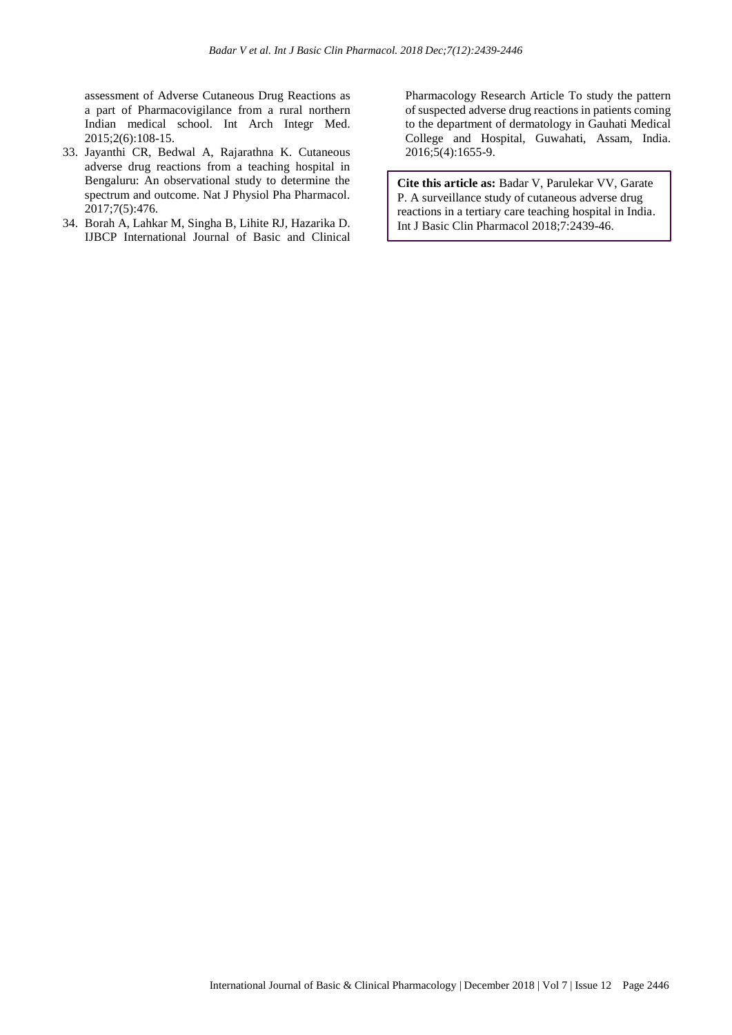assessment of Adverse Cutaneous Drug Reactions as a part of Pharmacovigilance from a rural northern Indian medical school. Int Arch Integr Med. 2015;2(6):108-15.

33. Jayanthi CR, Bedwal A, Rajarathna K. Cutaneous adverse drug reactions from a teaching hospital in Bengaluru: An observational study to determine the spectrum and outcome. Nat J Physiol Pha Pharmacol. 2017;7(5):476.
34. Borah A, Lahkar M, Singha B, Lihite RJ, Hazarika D. IJBCP International Journal of Basic and Clinical Pharmacology Research Article To study the pattern of suspected adverse drug reactions in patients coming to the department of dermatology in Gauhati Medical College and Hospital, Guwahati, Assam, India. 2016;5(4):1655-9.

**Cite this article as:** Badar V, Parulekar VV, Garate P. A surveillance study of cutaneous adverse drug reactions in a tertiary care teaching hospital in India. Int J Basic Clin Pharmacol 2018;7:2439-46.